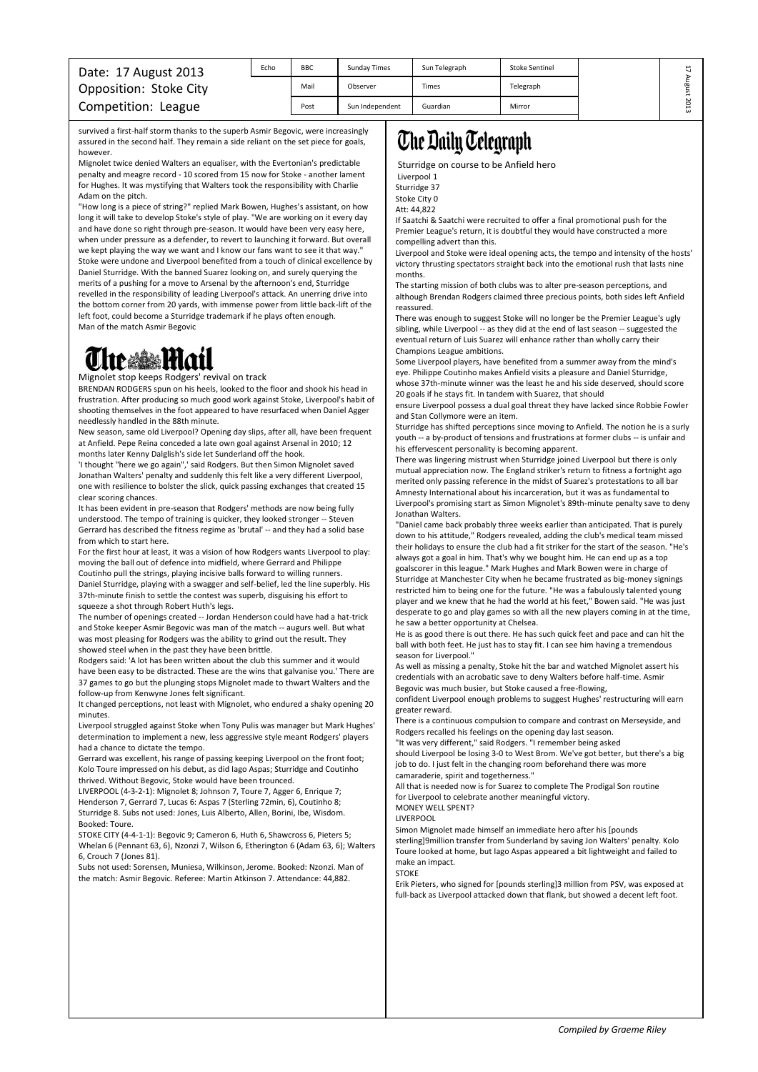Date: 17 August 2013
Opposition: Stoke City
Competition: League

| Echo | BBC | Sunday Times | Sun Telegraph | Stoke Sentinel |
|---|---|---|---|---|
| | Mail | Observer | Times | Telegraph |
| | Post | Sun Independent | Guardian | Mirror |

survived a first-half storm thanks to the superb Asmir Begovic, were increasingly assured in the second half. They remain a side reliant on the set piece for goals, however.

Mignolet twice denied Walters an equaliser, with the Evertonian's predictable penalty and meagre record - 10 scored from 15 now for Stoke - another lament for Hughes. It was mystifying that Walters took the responsibility with Charlie Adam on the pitch.

"How long is a piece of string?" replied Mark Bowen, Hughes's assistant, on how long it will take to develop Stoke's style of play. "We are working on it every day and have done so right through pre-season. It would have been very easy here, when under pressure as a defender, to revert to launching it forward. But overall we kept playing the way we want and I know our fans want to see it that way."

Stoke were undone and Liverpool benefited from a touch of clinical excellence by Daniel Sturridge. With the banned Suarez looking on, and surely querying the merits of a pushing for a move to Arsenal by the afternoon's end, Sturridge revelled in the responsibility of leading Liverpool's attack. An unerring drive into the bottom corner from 20 yards, with immense power from little back-lift of the left foot, could become a Sturridge trademark if he plays often enough.

Man of the match Asmir Begovic

# The Mail

## Mignolet stop keeps Rodgers' revival on track

BRENDAN RODGERS spun on his heels, looked to the floor and shook his head in frustration. After producing so much good work against Stoke, Liverpool's habit of shooting themselves in the foot appeared to have resurfaced when Daniel Agger needlessly handled in the 88th minute.

New season, same old Liverpool? Opening day slips, after all, have been frequent at Anfield. Pepe Reina conceded a late own goal against Arsenal in 2010; 12 months later Kenny Dalglish's side let Sunderland off the hook.

'I thought "here we go again",' said Rodgers. But then Simon Mignolet saved Jonathan Walters' penalty and suddenly this felt like a very different Liverpool, one with resilience to bolster the slick, quick passing exchanges that created 15 clear scoring chances.

It has been evident in pre-season that Rodgers' methods are now being fully understood. The tempo of training is quicker, they looked stronger -- Steven Gerrard has described the fitness regime as 'brutal' -- and they had a solid base from which to start here.

For the first hour at least, it was a vision of how Rodgers wants Liverpool to play: moving the ball out of defence into midfield, where Gerrard and Philippe Coutinho pull the strings, playing incisive balls forward to willing runners.

Daniel Sturridge, playing with a swagger and self-belief, led the line superbly. His 37th-minute finish to settle the contest was superb, disguising his effort to squeeze a shot through Robert Huth's legs.

The number of openings created -- Jordan Henderson could have had a hat-trick and Stoke keeper Asmir Begovic was man of the match -- augurs well. But what was most pleasing for Rodgers was the ability to grind out the result. They showed steel when in the past they have been brittle.

Rodgers said: 'A lot has been written about the club this summer and it would have been easy to be distracted. These are the wins that galvanise you.' There are 37 games to go but the plunging stops Mignolet made to thwart Walters and the follow-up from Kenwyne Jones felt significant.

It changed perceptions, not least with Mignolet, who endured a shaky opening 20 minutes.

Liverpool struggled against Stoke when Tony Pulis was manager but Mark Hughes' determination to implement a new, less aggressive style meant Rodgers' players had a chance to dictate the tempo.

Gerrard was excellent, his range of passing keeping Liverpool on the front foot; Kolo Toure impressed on his debut, as did Iago Aspas; Sturridge and Coutinho thrived. Without Begovic, Stoke would have been trounced.

LIVERPOOL (4-3-2-1): Mignolet 8; Johnson 7, Toure 7, Agger 6, Enrique 7; Henderson 7, Gerrard 7, Lucas 6: Aspas 7 (Sterling 72min, 6), Coutinho 8; Sturridge 8. Subs not used: Jones, Luis Alberto, Allen, Borini, Ibe, Wisdom. Booked: Toure.

STOKE CITY (4-4-1-1): Begovic 9; Cameron 6, Huth 6, Shawcross 6, Pieters 5; Whelan 6 (Pennant 63, 6), Nzonzi 7, Wilson 6, Etherington 6 (Adam 63, 6); Walters 6, Crouch 7 (Jones 81).

Subs not used: Sorensen, Muniesa, Wilkinson, Jerome. Booked: Nzonzi. Man of the match: Asmir Begovic. Referee: Martin Atkinson 7. Attendance: 44,882.

# The Daily Telegraph

## Sturridge on course to be Anfield hero

Liverpool 1
Sturridge 37
Stoke City 0
Att: 44,822

If Saatchi & Saatchi were recruited to offer a final promotional push for the Premier League's return, it is doubtful they would have constructed a more compelling advert than this.

Liverpool and Stoke were ideal opening acts, the tempo and intensity of the hosts' victory thrusting spectators straight back into the emotional rush that lasts nine months.

The starting mission of both clubs was to alter pre-season perceptions, and although Brendan Rodgers claimed three precious points, both sides left Anfield reassured.

There was enough to suggest Stoke will no longer be the Premier League's ugly sibling, while Liverpool -- as they did at the end of last season -- suggested the eventual return of Luis Suarez will enhance rather than wholly carry their Champions League ambitions.

Some Liverpool players, have benefited from a summer away from the mind's eye. Philippe Coutinho makes Anfield visits a pleasure and Daniel Sturridge, whose 37th-minute winner was the least he and his side deserved, should score 20 goals if he stays fit. In tandem with Suarez, that should

ensure Liverpool possess a dual goal threat they have lacked since Robbie Fowler and Stan Collymore were an item.

Sturridge has shifted perceptions since moving to Anfield. The notion he is a surly youth -- a by-product of tensions and frustrations at former clubs -- is unfair and his effervescent personality is becoming apparent.

There was lingering mistrust when Sturridge joined Liverpool but there is only mutual appreciation now. The England striker's return to fitness a fortnight ago merited only passing reference in the midst of Suarez's protestations to all bar Amnesty International about his incarceration, but it was as fundamental to Liverpool's promising start as Simon Mignolet's 89th-minute penalty save to deny Jonathan Walters.

"Daniel came back probably three weeks earlier than anticipated. That is purely down to his attitude," Rodgers revealed, adding the club's medical team missed their holidays to ensure the club had a fit striker for the start of the season. "He's always got a goal in him. That's why we bought him. He can end up as a top goalscorer in this league." Mark Hughes and Mark Bowen were in charge of Sturridge at Manchester City when he became frustrated as big-money signings restricted him to being one for the future. "He was a fabulously talented young player and we knew that he had the world at his feet," Bowen said. "He was just desperate to go and play games so with all the new players coming in at the time, he saw a better opportunity at Chelsea.

He is as good there is out there. He has such quick feet and pace and can hit the ball with both feet. He just has to stay fit. I can see him having a tremendous season for Liverpool."

As well as missing a penalty, Stoke hit the bar and watched Mignolet assert his credentials with an acrobatic save to deny Walters before half-time. Asmir Begovic was much busier, but Stoke caused a free-flowing,

confident Liverpool enough problems to suggest Hughes' restructuring will earn greater reward.

There is a continuous compulsion to compare and contrast on Merseyside, and Rodgers recalled his feelings on the opening day last season.

"It was very different," said Rodgers. "I remember being asked

should Liverpool be losing 3-0 to West Brom. We've got better, but there's a big job to do. I just felt in the changing room beforehand there was more camaraderie, spirit and togetherness."

All that is needed now is for Suarez to complete The Prodigal Son routine for Liverpool to celebrate another meaningful victory.

MONEY WELL SPENT?

LIVERPOOL

Simon Mignolet made himself an immediate hero after his [pounds sterling]9million transfer from Sunderland by saving Jon Walters' penalty. Kolo Toure looked at home, but Iago Aspas appeared a bit lightweight and failed to make an impact.

STOKE

Erik Pieters, who signed for [pounds sterling]3 million from PSV, was exposed at full-back as Liverpool attacked down that flank, but showed a decent left foot.

*Compiled by Graeme Riley*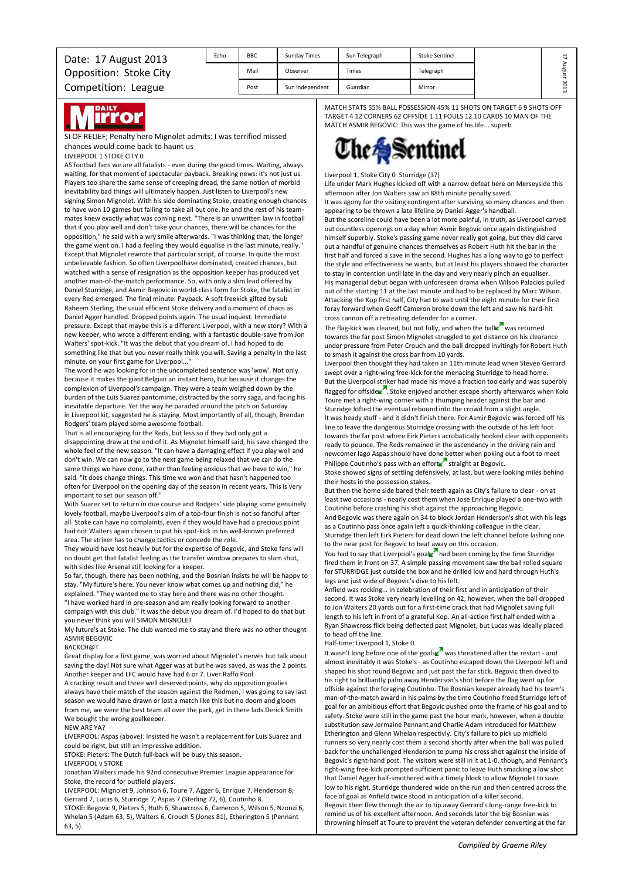Date: 17 August 2013
Opposition: Stoke City
Competition: League

| Echo | BBC | Sunday Times | Sun Telegraph | Stoke Sentinel |
|---|---|---|---|---|
| | Mail | Observer | Times | Telegraph |
| | Post | Sun Independent | Guardian | Mirror |

## Daily Mirror

SI OF RELIEF; Penalty hero Mignolet admits: I was terrified missed chances would come back to haunt us

LIVERPOOL 1 STOKE CITY 0

AS football fans we are all fatalists - even during the good times. Waiting, always waiting, for that moment of spectacular payback. Breaking news: it's not just us. Players too share the same sense of creeping dread, the same notion of morbid inevitability bad things will ultimately happen. Just listen to Liverpool's new signing Simon Mignolet. With his side dominating Stoke, creating enough chances to have won 10 games but failing to take all but one, he and the rest of his team-mates knew exactly what was coming next. "There is an unwritten law in football that if you play well and don't take your chances, there will be chances for the opposition," he said with a wry smile afterwards. "I was thinking that, the longer the game went on. I had a feeling they would equalise in the last minute, really." Except that Mignolet rewrote that particular script, of course. In quite the most unbelievable fashion. So often Liverpoolhave dominated, created chances, but watched with a sense of resignation as the opposition keeper has produced yet another man-of-the-match performance. So, with only a slim lead offered by Daniel Sturridge, and Asmir Begovic in world-class form for Stoke, the fatalist in every Red emerged. The final minute. Payback. A soft freekick gifted by sub Raheem Sterling, the usual efficient Stoke delivery and a moment of chaos as Daniel Agger handled. Dropped points again. The usual inquest. Immediate pressure. Except that maybe this is a different Liverpool, with a new story? With a new keeper, who wrote a different ending, with a fantastic double-save from Jon Walters' spot-kick. "It was the debut that you dream of. I had hoped to do something like that but you never really think you will. Saving a penalty in the last minute, on your first game for Liverpool..."

The word he was looking for in the uncompleted sentence was 'wow'. Not only because it makes the giant Belgian an instant hero, but because it changes the complexion of Liverpool's campaign. They were a team weighed down by the burden of the Luis Suarez pantomime, distracted by the sorry saga, and facing his inevitable departure. Yet the way he paraded around the pitch on Saturday in Liverpool kit, suggested he is staying. Most importantly of all, though, Brendan Rodgers' team played some awesome football.

That is all encouraging for the Reds, but less so if they had only got a disappointing draw at the end of it. As Mignolet himself said, his save changed the whole feel of the new season. "It can have a damaging effect if you play well and don't win. We can now go to the next game being relaxed that we can do the same things we have done, rather than feeling anxious that we have to win," he said. "It does change things. This time we won and that hasn't happened too often for Liverpool on the opening day of the season in recent years. This is very important to set our season off."

With Suarez set to return in due course and Rodgers' side playing some genuinely lovely football, maybe Liverpool's aim of a top-four finish is not so fanciful after all. Stoke can have no complaints, even if they would have had a precious point had not Walters again chosen to put his spot-kick in his well-known preferred area. The striker has to change tactics or concede the role.

They would have lost heavily but for the expertise of Begovic, and Stoke fans will no doubt get that fatalist feeling as the transfer window prepares to slam shut, with sides like Arsenal still looking for a keeper.

So far, though, there has been nothing, and the Bosnian insists he will be happy to stay. "My future's here. You never know what comes up and nothing did," he explained. "They wanted me to stay here and there was no other thought.

"I have worked hard in pre-season and am really looking forward to another campaign with this club." It was the debut you dream of. I'd hoped to do that but you never think you will SIMON MIGNOLET

My future's at Stoke. The club wanted me to stay and there was no other thought ASMIR BEGOVIC

BACKCH@T

Great display for a first game, was worried about Mignolet's nerves but talk about saving the day! Not sure what Agger was at but he was saved, as was the 2 points. Another keeper and LFC would have had 6 or 7. Liver Raffo Pool

A cracking result and three well deserved points, why do opposition goalies always have their match of the season against the Redmen, I was going to say last season we would have drawn or lost a match like this but no doom and gloom from me, we were the best team all over the park, get in there lads.Derick Smith We bought the wrong goalkeeper.

NEW ARE YA?

LIVERPOOL: Aspas (above): Insisted he wasn't a replacement for Luis Suarez and could be right, but still an impressive addition.

STOKE: Pieters: The Dutch full-back will be busy this season.

LIVERPOOL v STOKE

Jonathan Walters made his 92nd consecutive Premier League appearance for Stoke, the record for outfield players.

LIVERPOOL: Mignolet 9, Johnson 6, Toure 7, Agger 6, Enrique 7, Henderson 8, Gerrard 7, Lucas 6, Sturridge 7, Aspas 7 (Sterling 72, 6), Coutinho 8.

STOKE: Begovic 9, Pieters 5, Huth 6, Shawcross 6, Cameron 5, Wilson 5, Nzonzi 6, Whelan 5 (Adam 63, 5), Walters 6, Crouch 5 (Jones 81), Etherington 5 (Pennant 63, 5).

MATCH STATS 55% BALL POSSESSION 45% 11 SHOTS ON TARGET 6 9 SHOTS OFF TARGET 4 12 CORNERS 62 OFFSIDE 1 11 FOULS 12 10 CARDS 10 MAN OF THE MATCH ASMIR BEGOVIC: This was the game of his life... superb

## The Sentinel

Liverpool 1, Stoke City 0 Sturridge (37)

Life under Mark Hughes kicked off with a narrow defeat here on Merseyside this afternoon after Jon Walters saw an 88th minute penalty saved.

It was agony for the visiting contingent after surviving so many chances and then appearing to be thrown a late lifeline by Daniel Agger's handball.

But the scoreline could have been a lot more painful, in truth, as Liverpool carved out countless openings on a day when Asmir Begovic once again distinguished himself superbly. Stoke's passing game never really got going, but they did carve out a handful of genuine chances themselves as Robert Huth hit the bar in the first half and forced a save in the second. Hughes has a long way to go to perfect the style and effectiveness he wants, but at least his players showed the character to stay in contention until late in the day and very nearly pinch an equaliser.

His managerial debut began with unforeseen drama when Wilson Palacios pulled out of the starting 11 at the last minute and had to be replaced by Marc Wilson. Attacking the Kop first half, City had to wait until the eight minute for their first foray forward when Geoff Cameron broke down the left and saw his hard-hit cross cannon off a retreating defender for a corner.

The flag-kick was cleared, but not fully, and when the ball was returned towards the far post Simon Mignolet struggled to get distance on his clearance under pressure from Peter Crouch and the ball dropped invitingly for Robert Huth to smash it against the cross bar from 10 yards.

Liverpool then thought they had taken an 11th minute lead when Steven Gerrard swept over a right-wing free-kick for the menacing Sturridge to head home.

But the Liverpool striker had made his move a fraction too early and was superbly flagged for offside. Stoke enjoyed another escape shortly afterwards when Kolo Toure met a right-wing corner with a thumping header against the bar and Sturridge lofted the eventual rebound into the crowd from a slight angle.

It was heady stuff - and it didn't finish there. For Asmir Begovic was forced off his line to leave the dangerous Sturridge crossing with the outside of his left foot towards the far post where Eirk Pieters acrobatically hooked clear with opponents ready to pounce. The Reds remained in the ascendancy in the driving rain and newcomer Iago Aspas should have done better when poking out a foot to meet Philippe Coutinho's pass with an effort straight at Begovic.

Stoke showed signs of settling defensively, at last, but were looking miles behind their hosts in the possession stakes.

But then the home side bared their teeth again as City's failure to clear - on at least two occasions - nearly cost them when Jose Enrique played a one-two with Coutinho before crashing his shot against the approaching Begovic.

And Begovic was there again on 34 to block Jordan Henderson's shot with his legs as a Coutinho pass once again left a quick-thinking colleague in the clear.

Sturridge then left Eirk Pieters for dead down the left channel before lashing one to the near post for Begovic to beat away on this occasion.

You had to say that Liverpool's goal had been coming by the time Sturridge fired them in front on 37. A simple passing movement saw the ball rolled square for STURRIDGE just outside the box and he drilled low and hard through Huth's legs and just wide of Begovic's dive to his left.

Anfield was rocking... in celebration of their first and in anticipation of their second. It was Stoke very nearly levelling on 42, however, when the ball dropped to Jon Walters 20 yards out for a first-time crack that had Mignolet saving full length to his left in front of a grateful Kop. An all-action first half ended with a Ryan Shawcross flick being deflected past Mignolet, but Lucas was ideally placed to head off the line.

Half-time: Liverpool 1, Stoke 0.

It wasn't long before one of the goals was threatened after the restart - and almost inevitably it was Stoke's - as Coutinho escaped down the Liverpool left and shaped his shot round Begovic and just past the far stick. Begovic then dived to his right to brilliantly palm away Henderson's shot before the flag went up for offside against the foraging Coutinho. The Bosnian keeper already had his team's man-of-the-match award in his palms by the time Coutinho freed Sturridge left of goal for an ambitious effort that Begovic pushed onto the frame of his goal and to safety. Stoke were still in the game past the hour mark, however, when a double substitution saw Jermaine Pennant and Charlie Adam introduced for Matthew Etherington and Glenn Whelan respectivly. City's failure to pick up midfield runners so very nearly cost them a second shortly after when the ball was pulled back for the unchallenged Henderson to pump his cross shot against the inside of Begovic's right-hand post. The visitors were still in it at 1-0, though, and Pennant's right-wing free-kick prompted sufficient panic to leave Huth smacking a low shot that Daniel Agger half-smothered with a timely block to allow Mignolet to save low to his right. Sturridge thundered wide on the run and then centred across the face of goal as Anfield twice stood in anticipation of a killer second.

Begovic then flew through the air to tip away Gerrard's long-range free-kick to remind us of his excellent afternoon. And seconds later the big Bosnian was throwning himself at Toure to prevent the veteran defender converting at the far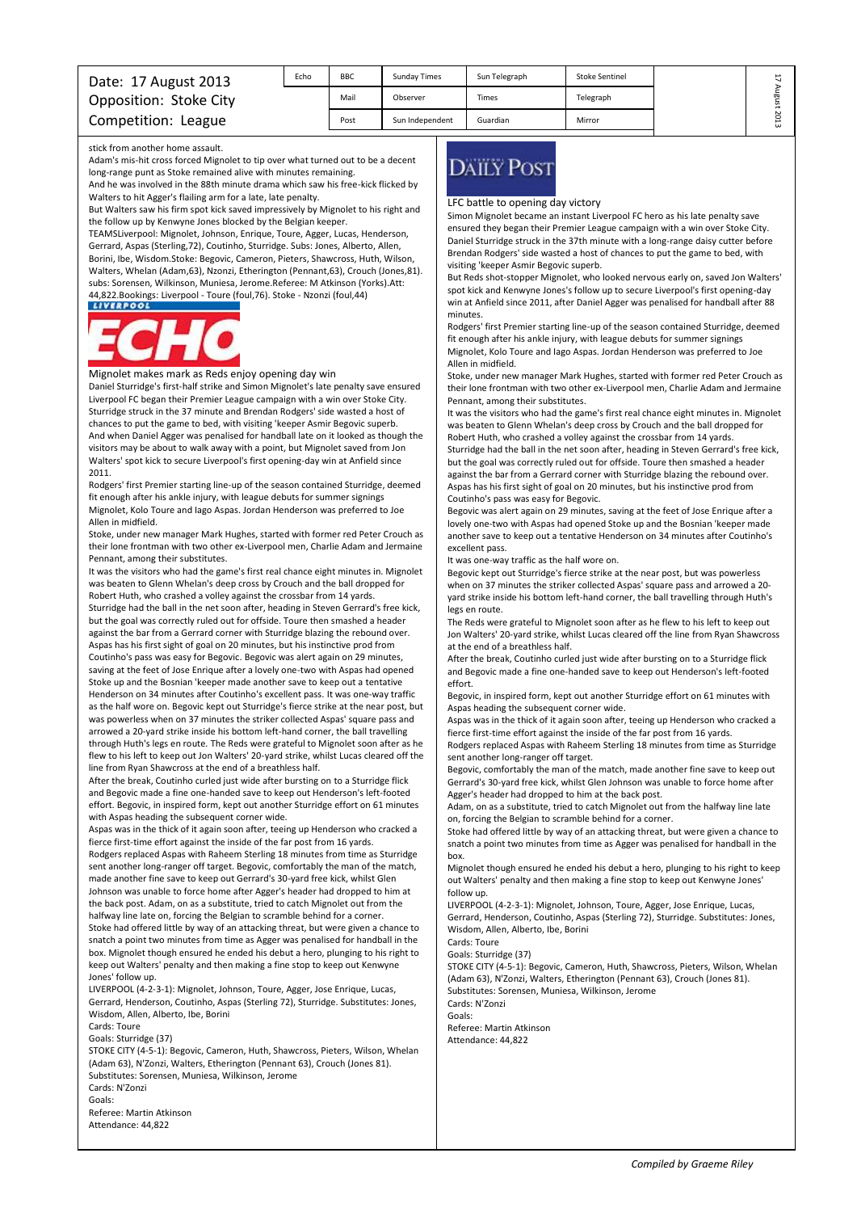| Date: 17 August 2013 | Echo | BBC | Sunday Times | Sun Telegraph | Stoke Sentinel |
|---|---|---|---|---|---|
| Opposition: Stoke City | | Mail | Observer | Times | Telegraph |
| Competition: League | | Post | Sun Independent | Guardian | Mirror |

stick from another home assault.

Adam's mis-hit cross forced Mignolet to tip over what turned out to be a decent long-range punt as Stoke remained alive with minutes remaining.

And he was involved in the 88th minute drama which saw his free-kick flicked by Walters to hit Agger's flailing arm for a late, late penalty.

But Walters saw his firm spot kick saved impressively by Mignolet to his right and the follow up by Kenwyne Jones blocked by the Belgian keeper.

TEAMSLiverpool: Mignolet, Johnson, Enrique, Toure, Agger, Lucas, Henderson, Gerrard, Aspas (Sterling,72), Coutinho, Sturridge. Subs: Jones, Alberto, Allen, Borini, Ibe, Wisdom.Stoke: Begovic, Cameron, Pieters, Shawcross, Huth, Wilson, Walters, Whelan (Adam,63), Nzonzi, Etherington (Pennant,63), Crouch (Jones,81). subs: Sorensen, Wilkinson, Muniesa, Jerome.Referee: M Atkinson (Yorks).Att: 44,822.Bookings: Liverpool - Toure (foul,76). Stoke - Nzonzi (foul,44)

## LIVERPOOL ECHO

### Mignolet makes mark as Reds enjoy opening day win

Daniel Sturridge's first-half strike and Simon Mignolet's late penalty save ensured Liverpool FC began their Premier League campaign with a win over Stoke City. Sturridge struck in the 37 minute and Brendan Rodgers' side wasted a host of chances to put the game to bed, with visiting 'keeper Asmir Begovic superb. And when Daniel Agger was penalised for handball late on it looked as though the visitors may be about to walk away with a point, but Mignolet saved from Jon Walters' spot kick to secure Liverpool's first opening-day win at Anfield since 2011.

Rodgers' first Premier starting line-up of the season contained Sturridge, deemed fit enough after his ankle injury, with league debuts for summer signings Mignolet, Kolo Toure and Iago Aspas. Jordan Henderson was preferred to Joe Allen in midfield.

Stoke, under new manager Mark Hughes, started with former red Peter Crouch as their lone frontman with two other ex-Liverpool men, Charlie Adam and Jermaine Pennant, among their substitutes.

It was the visitors who had the game's first real chance eight minutes in. Mignolet was beaten to Glenn Whelan's deep cross by Crouch and the ball dropped for Robert Huth, who crashed a volley against the crossbar from 14 yards.

Sturridge had the ball in the net soon after, heading in Steven Gerrard's free kick, but the goal was correctly ruled out for offside. Toure then smashed a header against the bar from a Gerrard corner with Sturridge blazing the rebound over. Aspas has his first sight of goal on 20 minutes, but his instinctive prod from Coutinho's pass was easy for Begovic. Begovic was alert again on 29 minutes, saving at the feet of Jose Enrique after a lovely one-two with Aspas had opened Stoke up and the Bosnian 'keeper made another save to keep out a tentative Henderson on 34 minutes after Coutinho's excellent pass. It was one-way traffic as the half wore on. Begovic kept out Sturridge's fierce strike at the near post, but was powerless when on 37 minutes the striker collected Aspas' square pass and arrowed a 20-yard strike inside his bottom left-hand corner, the ball travelling through Huth's legs en route. The Reds were grateful to Mignolet soon after as he flew to his left to keep out Jon Walters' 20-yard strike, whilst Lucas cleared off the line from Ryan Shawcross at the end of a breathless half.

After the break, Coutinho curled just wide after bursting on to a Sturridge flick and Begovic made a fine one-handed save to keep out Henderson's left-footed effort. Begovic, in inspired form, kept out another Sturridge effort on 61 minutes with Aspas heading the subsequent corner wide.

Aspas was in the thick of it again soon after, teeing up Henderson who cracked a fierce first-time effort against the inside of the far post from 16 yards.

Rodgers replaced Aspas with Raheem Sterling 18 minutes from time as Sturridge sent another long-ranger off target. Begovic, comfortably the man of the match, made another fine save to keep out Gerrard's 30-yard free kick, whilst Glen Johnson was unable to force home after Agger's header had dropped to him at the back post. Adam, on as a substitute, tried to catch Mignolet out from the halfway line late on, forcing the Belgian to scramble behind for a corner.

Stoke had offered little by way of an attacking threat, but were given a chance to snatch a point two minutes from time as Agger was penalised for handball in the box. Mignolet though ensured he ended his debut a hero, plunging to his right to keep out Walters' penalty and then making a fine stop to keep out Kenwyne Jones' follow up.

LIVERPOOL (4-2-3-1): Mignolet, Johnson, Toure, Agger, Jose Enrique, Lucas, Gerrard, Henderson, Coutinho, Aspas (Sterling 72), Sturridge. Substitutes: Jones, Wisdom, Allen, Alberto, Ibe, Borini

Cards: Toure

Goals: Sturridge (37)

STOKE CITY (4-5-1): Begovic, Cameron, Huth, Shawcross, Pieters, Wilson, Whelan (Adam 63), N'Zonzi, Walters, Etherington (Pennant 63), Crouch (Jones 81).

Substitutes: Sorensen, Muniesa, Wilkinson, Jerome

Cards: N'Zonzi

Goals:

Referee: Martin Atkinson

Attendance: 44,822

## DAILY POST

### LFC battle to opening day victory

Simon Mignolet became an instant Liverpool FC hero as his late penalty save ensured they began their Premier League campaign with a win over Stoke City. Daniel Sturridge struck in the 37th minute with a long-range daisy cutter before Brendan Rodgers' side wasted a host of chances to put the game to bed, with visiting 'keeper Asmir Begovic superb.

But Reds shot-stopper Mignolet, who looked nervous early on, saved Jon Walters' spot kick and Kenwyne Jones's follow up to secure Liverpool's first opening-day win at Anfield since 2011, after Daniel Agger was penalised for handball after 88 minutes.

Rodgers' first Premier starting line-up of the season contained Sturridge, deemed fit enough after his ankle injury, with league debuts for summer signings Mignolet, Kolo Toure and Iago Aspas. Jordan Henderson was preferred to Joe Allen in midfield.

Stoke, under new manager Mark Hughes, started with former red Peter Crouch as their lone frontman with two other ex-Liverpool men, Charlie Adam and Jermaine Pennant, among their substitutes.

It was the visitors who had the game's first real chance eight minutes in. Mignolet was beaten to Glenn Whelan's deep cross by Crouch and the ball dropped for Robert Huth, who crashed a volley against the crossbar from 14 yards.

Sturridge had the ball in the net soon after, heading in Steven Gerrard's free kick, but the goal was correctly ruled out for offside. Toure then smashed a header against the bar from a Gerrard corner with Sturridge blazing the rebound over. Aspas has his first sight of goal on 20 minutes, but his instinctive prod from Coutinho's pass was easy for Begovic.

Begovic was alert again on 29 minutes, saving at the feet of Jose Enrique after a lovely one-two with Aspas had opened Stoke up and the Bosnian 'keeper made another save to keep out a tentative Henderson on 34 minutes after Coutinho's excellent pass.

It was one-way traffic as the half wore on.

Begovic kept out Sturridge's fierce strike at the near post, but was powerless when on 37 minutes the striker collected Aspas' square pass and arrowed a 20-yard strike inside his bottom left-hand corner, the ball travelling through Huth's legs en route.

The Reds were grateful to Mignolet soon after as he flew to his left to keep out Jon Walters' 20-yard strike, whilst Lucas cleared off the line from Ryan Shawcross at the end of a breathless half.

After the break, Coutinho curled just wide after bursting on to a Sturridge flick and Begovic made a fine one-handed save to keep out Henderson's left-footed effort.

Begovic, in inspired form, kept out another Sturridge effort on 61 minutes with Aspas heading the subsequent corner wide.

Aspas was in the thick of it again soon after, teeing up Henderson who cracked a fierce first-time effort against the inside of the far post from 16 yards.

Rodgers replaced Aspas with Raheem Sterling 18 minutes from time as Sturridge sent another long-ranger off target.

Begovic, comfortably the man of the match, made another fine save to keep out Gerrard's 30-yard free kick, whilst Glen Johnson was unable to force home after Agger's header had dropped to him at the back post.

Adam, on as a substitute, tried to catch Mignolet out from the halfway line late on, forcing the Belgian to scramble behind for a corner.

Stoke had offered little by way of an attacking threat, but were given a chance to snatch a point two minutes from time as Agger was penalised for handball in the box.

Mignolet though ensured he ended his debut a hero, plunging to his right to keep out Walters' penalty and then making a fine stop to keep out Kenwyne Jones' follow up.

LIVERPOOL (4-2-3-1): Mignolet, Johnson, Toure, Agger, Jose Enrique, Lucas, Gerrard, Henderson, Coutinho, Aspas (Sterling 72), Sturridge. Substitutes: Jones, Wisdom, Allen, Alberto, Ibe, Borini

Cards: Toure

Goals: Sturridge (37)

STOKE CITY (4-5-1): Begovic, Cameron, Huth, Shawcross, Pieters, Wilson, Whelan (Adam 63), N'Zonzi, Walters, Etherington (Pennant 63), Crouch (Jones 81).

Substitutes: Sorensen, Muniesa, Wilkinson, Jerome

Cards: N'Zonzi

Goals:

Referee: Martin Atkinson

Attendance: 44,822

*Compiled by Graeme Riley*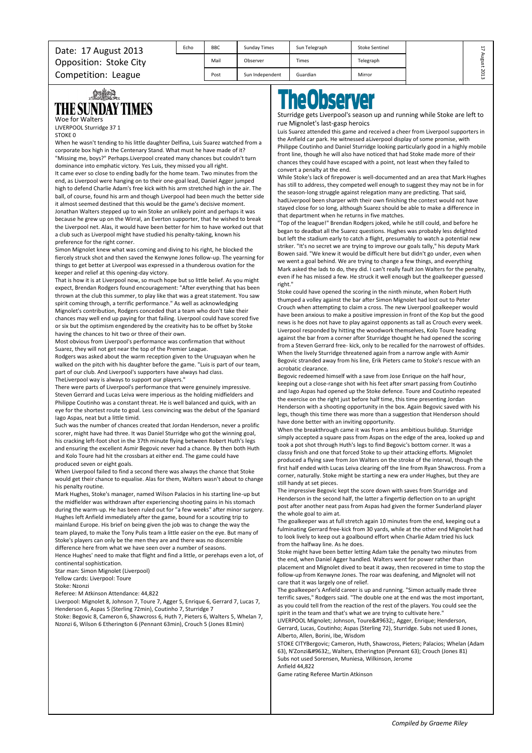| Date: 17 August 2013 | Echo | BBC | Sunday Times | Sun Telegraph | Stoke Sentinel |
|---|---|---|---|---|---|
| Opposition: Stoke City | | Mail | Observer | Times | Telegraph |
| Competition: League | | Post | Sun Independent | Guardian | Mirror |

# THE SUNDAY TIMES

Woe for Walters

LIVERPOOL Sturridge 37 1

STOKE 0

When he wasn't tending to his little daughter Delfina, Luis Suarez watched from a corporate box high in the Centenary Stand. What must he have made of it? "Missing me, boys?" Perhaps.Liverpool created many chances but couldn't turn dominance into emphatic victory. Yes Luis, they missed you all right.

It came ever so close to ending badly for the home team. Two minutes from the end, as Liverpool were hanging on to their one-goal lead, Daniel Agger jumped high to defend Charlie Adam's free kick with his arm stretched high in the air. The ball, of course, found his arm and though Liverpool had been much the better side it almost seemed destined that this would be the game's decisive moment. Jonathan Walters stepped up to win Stoke an unlikely point and perhaps it was because he grew up on the Wirral, an Everton supporter, that he wished to break the Liverpool net. Alas, it would have been better for him to have worked out that a club such as Liverpool might have studied his penalty-taking, known his preference for the right corner.

Simon Mignolet knew what was coming and diving to his right, he blocked the fiercely struck shot and then saved the Kenwyne Jones follow-up. The yearning for things to get better at Liverpool was expressed in a thunderous ovation for the keeper and relief at this opening-day victory.

That is how it is at Liverpool now, so much hope but so little belief. As you might expect, Brendan Rodgers found encouragement: "After everything that has been thrown at the club this summer, to play like that was a great statement. You saw spirit coming through, a terrific performance." As well as acknowledging Mignolet's contribution, Rodgers conceded that a team who don't take their chances may well end up paying for that failing. Liverpool could have scored five or six but the optimism engendered by the creativity has to be offset by Stoke having the chances to hit two or three of their own.

Most obvious from Liverpool's performance was confirmation that without Suarez, they will not get near the top of the Premier League.

Rodgers was asked about the warm reception given to the Uruguayan when he walked on the pitch with his daughter before the game. "Luis is part of our team, part of our club. And Liverpool's supporters have always had class. TheLiverpool way is always to support our players."

There were parts of Liverpool's performance that were genuinely impressive. Steven Gerrard and Lucas Leiva were imperious as the holding midfielders and Philippe Coutinho was a constant threat. He is well balanced and quick, with an eye for the shortest route to goal. Less convincing was the debut of the Spaniard Iago Aspas, neat but a little timid.

Such was the number of chances created that Jordan Henderson, never a prolific scorer, might have had three. It was Daniel Sturridge who got the winning goal, his cracking left-foot shot in the 37th minute flying between Robert Huth's legs and ensuring the excellent Asmir Begovic never had a chance. By then both Huth and Kolo Toure had hit the crossbars at either end. The game could have produced seven or eight goals.

When Liverpool failed to find a second there was always the chance that Stoke would get their chance to equalise. Alas for them, Walters wasn't about to change his penalty routine.

Mark Hughes, Stoke's manager, named Wilson Palacios in his starting line-up but the midfielder was withdrawn after experiencing shooting pains in his stomach during the warm-up. He has been ruled out for "a few weeks" after minor surgery. Hughes left Anfield immediately after the game, bound for a scouting trip to mainland Europe. His brief on being given the job was to change the way the team played, to make the Tony Pulis team a little easier on the eye. But many of Stoke's players can only be the men they are and there was no discernible difference here from what we have seen over a number of seasons.

Hence Hughes' need to make that flight and find a little, or perehaps even a lot, of continental sophistication.

Star man: Simon Mignolet (Liverpool)

Yellow cards: Liverpool: Toure

Stoke: Nzonzi

Referee: M Atkinson Attendance: 44,822

Liverpool: Mignolet 8, Johnson 7, Toure 7, Agger 5, Enrique 6, Gerrard 7, Lucas 7, Henderson 6, Aspas 5 (Sterling 72min), Coutinho 7, Sturridge 7

Stoke: Begovic 8, Cameron 6, Shawcross 6, Huth 7, Pieters 6, Walters 5, Whelan 7, Nzonzi 6, Wilson 6 Etherington 6 (Pennant 63min), Crouch 5 (Jones 81min)

# The Observer

Sturridge gets Liverpool's season up and running while Stoke are left to rue Mignolet's last-gasp heroics

Luis Suarez attended this game and received a cheer from Liverpool supporters in the Anfield car park. He witnessed aLiverpool display of some promise, with Philippe Coutinho and Daniel Sturridge looking particularly good in a highly mobile front line, though he will also have noticed that had Stoke made more of their chances they could have escaped with a point, not least when they failed to convert a penalty at the end.

While Stoke's lack of firepower is well-documented and an area that Mark Hughes has still to address, they competed well enough to suggest they may not be in for the season-long struggle against relegation many are predicting. That said, hadLiverpool been sharper with their own finishing the contest would not have stayed close for so long, although Suarez should be able to make a difference in that department when he returns in five matches.

"Top of the league!" Brendan Rodgers joked, while he still could, and before he began to deadbat all the Suarez questions. Hughes was probably less delighted but left the stadium early to catch a flight, presumably to watch a potential new striker. "It's no secret we are trying to improve our goals tally," his deputy Mark Bowen said. "We knew it would be difficult here but didn't go under, even when we went a goal behind. We are trying to change a few things, and everything Mark asked the lads to do, they did. I can't really fault Jon Walters for the penalty, even if he has missed a few. He struck it well enough but the goalkeeper guessed right."

Stoke could have opened the scoring in the ninth minute, when Robert Huth thumped a volley against the bar after Simon Mignolet had lost out to Peter Crouch when attempting to claim a cross. The new Liverpool goalkeeper would have been anxious to make a positive impression in front of the Kop but the good news is he does not have to play against opponents as tall as Crouch every week. Liverpool responded by hitting the woodwork themselves, Kolo Toure heading against the bar from a corner after Sturridge thought he had opened the scoring from a Steven Gerrard free- kick, only to be recalled for the narrowest of offsides. When the lively Sturridge threatened again from a narrow angle with Asmir Begovic stranded away from his line, Erik Pieters came to Stoke's rescue with an acrobatic clearance.

Begovic redeemed himself with a save from Jose Enrique on the half hour, keeping out a close-range shot with his feet after smart passing from Coutinho and Iago Aspas had opened up the Stoke defence. Toure and Coutinho repeated the exercise on the right just before half time, this time presenting Jordan Henderson with a shooting opportunity in the box. Again Begovic saved with his legs, though this time there was more than a suggestion that Henderson should have done better with an inviting opportunity.

When the breakthrough came it was from a less ambitious buildup. Sturridge simply accepted a square pass from Aspas on the edge of the area, looked up and took a pot shot through Huth's legs to find Begovic's bottom corner. It was a classy finish and one that forced Stoke to up their attacking efforts. Mignolet produced a flying save from Jon Walters on the stroke of the interval, though the first half ended with Lucas Leiva clearing off the line from Ryan Shawcross. From a corner, naturally. Stoke might be starting a new era under Hughes, but they are still handy at set pieces.

The impressive Begovic kept the score down with saves from Sturridge and Henderson in the second half, the latter a fingertip deflection on to an upright post after another neat pass from Aspas had given the former Sunderland player the whole goal to aim at.

The goalkeeper was at full stretch again 10 minutes from the end, keeping out a fulminating Gerrard free-kick from 30 yards, while at the other end Mignolet had to look lively to keep out a goalbound effort when Charlie Adam tried his luck from the halfway line. As he does.

Stoke might have been better letting Adam take the penalty two minutes from the end, when Daniel Agger handled. Walters went for power rather than placement and Mignolet dived to beat it away, then recovered in time to stop the follow-up from Kenwyne Jones. The roar was deafening, and Mignolet will not care that it was largely one of relief.

The goalkeeper's Anfield career is up and running. "Simon actually made three terrific saves," Rodgers said. "The double one at the end was the most important, as you could tell from the reaction of the rest of the players. You could see the spirit in the team and that's what we are trying to cultivate here."

LIVERPOOL Mignolet; Johnson, Toure&#9632;, Agger, Enrique; Henderson, Gerrard, Lucas, Coutinho; Aspas (Sterling 72), Sturridge. Subs not used B Jones, Alberto, Allen, Borini, Ibe, Wisdom

STOKE CITYBergovic; Cameron, Huth, Shawcross, Pieters; Palacios; Whelan (Adam 63), N'Zonzi&#9632;, Walters, Etherington (Pennant 63); Crouch (Jones 81)

Subs not used Sorensen, Muniesa, Wilkinson, Jerome

Anfield 44,822

Game rating Referee Martin Atkinson

*Compiled by Graeme Riley*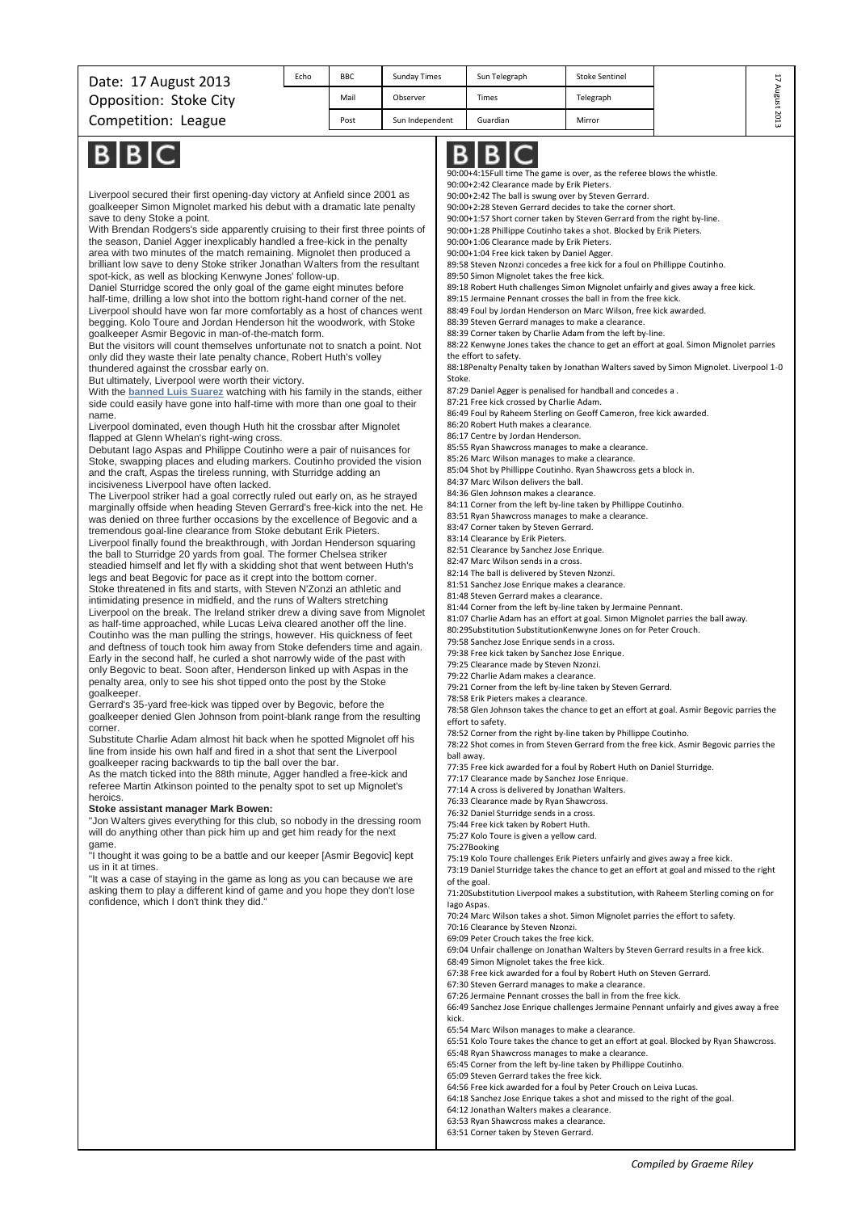Date: 17 August 2013
Opposition: Stoke City
Competition: League

| Echo | BBC | Sunday Times | Sun Telegraph | Stoke Sentinel |
|---|---|---|---|---|
| | Mail | Observer | Times | Telegraph |
| | Post | Sun Independent | Guardian | Mirror |

## BBC

Liverpool secured their first opening-day victory at Anfield since 2001 as goalkeeper Simon Mignolet marked his debut with a dramatic late penalty save to deny Stoke a point.

With Brendan Rodgers's side apparently cruising to their first three points of the season, Daniel Agger inexplicably handled a free-kick in the penalty area with two minutes of the match remaining. Mignolet then produced a brilliant low save to deny Stoke striker Jonathan Walters from the resultant spot-kick, as well as blocking Kenwyne Jones' follow-up.

Daniel Sturridge scored the only goal of the game eight minutes before half-time, drilling a low shot into the bottom right-hand corner of the net.

Liverpool should have won far more comfortably as a host of chances went begging. Kolo Toure and Jordan Henderson hit the woodwork, with Stoke goalkeeper Asmir Begovic in man-of-the-match form.

But the visitors will count themselves unfortunate not to snatch a point. Not only did they waste their late penalty chance, Robert Huth's volley thundered against the crossbar early on.

But ultimately, Liverpool were worth their victory.

With the **banned Luis Suarez** watching with his family in the stands, either side could easily have gone into half-time with more than one goal to their name.

Liverpool dominated, even though Huth hit the crossbar after Mignolet flapped at Glenn Whelan's right-wing cross.

Debutant Iago Aspas and Philippe Coutinho were a pair of nuisances for Stoke, swapping places and eluding markers. Coutinho provided the vision and the craft, Aspas the tireless running, with Sturridge adding an incisiveness Liverpool have often lacked.

The Liverpool striker had a goal correctly ruled out early on, as he strayed marginally offside when heading Steven Gerrard's free-kick into the net. He was denied on three further occasions by the excellence of Begovic and a tremendous goal-line clearance from Stoke debutant Erik Pieters.

Liverpool finally found the breakthrough, with Jordan Henderson squaring the ball to Sturridge 20 yards from goal. The former Chelsea striker steadied himself and let fly with a skidding shot that went between Huth's legs and beat Begovic for pace as it crept into the bottom corner.

Stoke threatened in fits and starts, with Steven N'Zonzi an athletic and intimidating presence in midfield, and the runs of Walters stretching Liverpool on the break. The Ireland striker drew a diving save from Mignolet as half-time approached, while Lucas Leiva cleared another off the line.

Coutinho was the man pulling the strings, however. His quickness of feet and deftness of touch took him away from Stoke defenders time and again. Early in the second half, he curled a shot narrowly wide of the past with only Begovic to beat. Soon after, Henderson linked up with Aspas in the penalty area, only to see his shot tipped onto the post by the Stoke goalkeeper.

Gerrard's 35-yard free-kick was tipped over by Begovic, before the goalkeeper denied Glen Johnson from point-blank range from the resulting corner.

Substitute Charlie Adam almost hit back when he spotted Mignolet off his line from inside his own half and fired in a shot that sent the Liverpool goalkeeper racing backwards to tip the ball over the bar.

As the match ticked into the 88th minute, Agger handled a free-kick and referee Martin Atkinson pointed to the penalty spot to set up Mignolet's heroics.

**Stoke assistant manager Mark Bowen:**

"Jon Walters gives everything for this club, so nobody in the dressing room will do anything other than pick him up and get him ready for the next game.

"I thought it was going to be a battle and our keeper [Asmir Begovic] kept us in it at times.

"It was a case of staying in the game as long as you can because we are asking them to play a different kind of game and you hope they don't lose confidence, which I don't think they did."

## BBC

90:00+4:15Full time The game is over, as the referee blows the whistle.
90:00+2:42 Clearance made by Erik Pieters.
90:00+2:42 The ball is swung over by Steven Gerrard.
90:00+2:28 Steven Gerrard decides to take the corner short.
90:00+1:57 Short corner taken by Steven Gerrard from the right by-line.
90:00+1:28 Phillippe Coutinho takes a shot. Blocked by Erik Pieters.
90:00+1:06 Clearance made by Erik Pieters.
90:00+1:04 Free kick taken by Daniel Agger.
89:58 Steven Nzonzi concedes a free kick for a foul on Phillippe Coutinho.
89:50 Simon Mignolet takes the free kick.
89:18 Robert Huth challenges Simon Mignolet unfairly and gives away a free kick.
89:15 Jermaine Pennant crosses the ball in from the free kick.
88:49 Foul by Jordan Henderson on Marc Wilson, free kick awarded.
88:39 Steven Gerrard manages to make a clearance.
88:39 Corner taken by Charlie Adam from the left by-line.
88:22 Kenwyne Jones takes the chance to get an effort at goal. Simon Mignolet parries the effort to safety.
88:18Penalty Penalty taken by Jonathan Walters saved by Simon Mignolet. Liverpool 1-0 Stoke.
87:29 Daniel Agger is penalised for handball and concedes a .
87:21 Free kick crossed by Charlie Adam.
86:49 Foul by Raheem Sterling on Geoff Cameron, free kick awarded.
86:20 Robert Huth makes a clearance.
86:17 Centre by Jordan Henderson.
85:55 Ryan Shawcross manages to make a clearance.
85:26 Marc Wilson manages to make a clearance.
85:04 Shot by Phillippe Coutinho. Ryan Shawcross gets a block in.
84:37 Marc Wilson delivers the ball.
84:36 Glen Johnson makes a clearance.
84:11 Corner from the left by-line taken by Phillippe Coutinho.
83:51 Ryan Shawcross manages to make a clearance.
83:47 Corner taken by Steven Gerrard.
83:14 Clearance by Erik Pieters.
82:51 Clearance by Sanchez Jose Enrique.
82:47 Marc Wilson sends in a cross.
82:14 The ball is delivered by Steven Nzonzi.
81:51 Sanchez Jose Enrique makes a clearance.
81:48 Steven Gerrard makes a clearance.
81:44 Corner from the left by-line taken by Jermaine Pennant.
81:07 Charlie Adam has an effort at goal. Simon Mignolet parries the ball away.
80:29Substitution SubstitutionKenwyne Jones on for Peter Crouch.
79:58 Sanchez Jose Enrique sends in a cross.
79:38 Free kick taken by Sanchez Jose Enrique.
79:25 Clearance made by Steven Nzonzi.
79:22 Charlie Adam makes a clearance.
79:21 Corner from the left by-line taken by Steven Gerrard.
78:58 Erik Pieters makes a clearance.
78:58 Glen Johnson takes the chance to get an effort at goal. Asmir Begovic parries the effort to safety.
78:52 Corner from the right by-line taken by Phillippe Coutinho.
78:22 Shot comes in from Steven Gerrard from the free kick. Asmir Begovic parries the ball away.
77:35 Free kick awarded for a foul by Robert Huth on Daniel Sturridge.
77:17 Clearance made by Sanchez Jose Enrique.
77:14 A cross is delivered by Jonathan Walters.
76:33 Clearance made by Ryan Shawcross.
76:32 Daniel Sturridge sends in a cross.
75:44 Free kick taken by Robert Huth.
75:27 Kolo Toure is given a yellow card.
75:27Booking
75:19 Kolo Toure challenges Erik Pieters unfairly and gives away a free kick.
73:19 Daniel Sturridge takes the chance to get an effort at goal and missed to the right of the goal.
71:20Substitution Liverpool makes a substitution, with Raheem Sterling coming on for Iago Aspas.
70:24 Marc Wilson takes a shot. Simon Mignolet parries the effort to safety.
70:16 Clearance by Steven Nzonzi.
69:09 Peter Crouch takes the free kick.
69:04 Unfair challenge on Jonathan Walters by Steven Gerrard results in a free kick.
68:49 Simon Mignolet takes the free kick.
67:38 Free kick awarded for a foul by Robert Huth on Steven Gerrard.
67:30 Steven Gerrard manages to make a clearance.
67:26 Jermaine Pennant crosses the ball in from the free kick.
66:49 Sanchez Jose Enrique challenges Jermaine Pennant unfairly and gives away a free kick.
65:54 Marc Wilson manages to make a clearance.
65:51 Kolo Toure takes the chance to get an effort at goal. Blocked by Ryan Shawcross.
65:48 Ryan Shawcross manages to make a clearance.
65:45 Corner from the left by-line taken by Phillippe Coutinho.
65:09 Steven Gerrard takes the free kick.
64:56 Free kick awarded for a foul by Peter Crouch on Leiva Lucas.
64:18 Sanchez Jose Enrique takes a shot and missed to the right of the goal.
64:12 Jonathan Walters makes a clearance.
63:53 Ryan Shawcross makes a clearance.
63:51 Corner taken by Steven Gerrard.

*Compiled by Graeme Riley*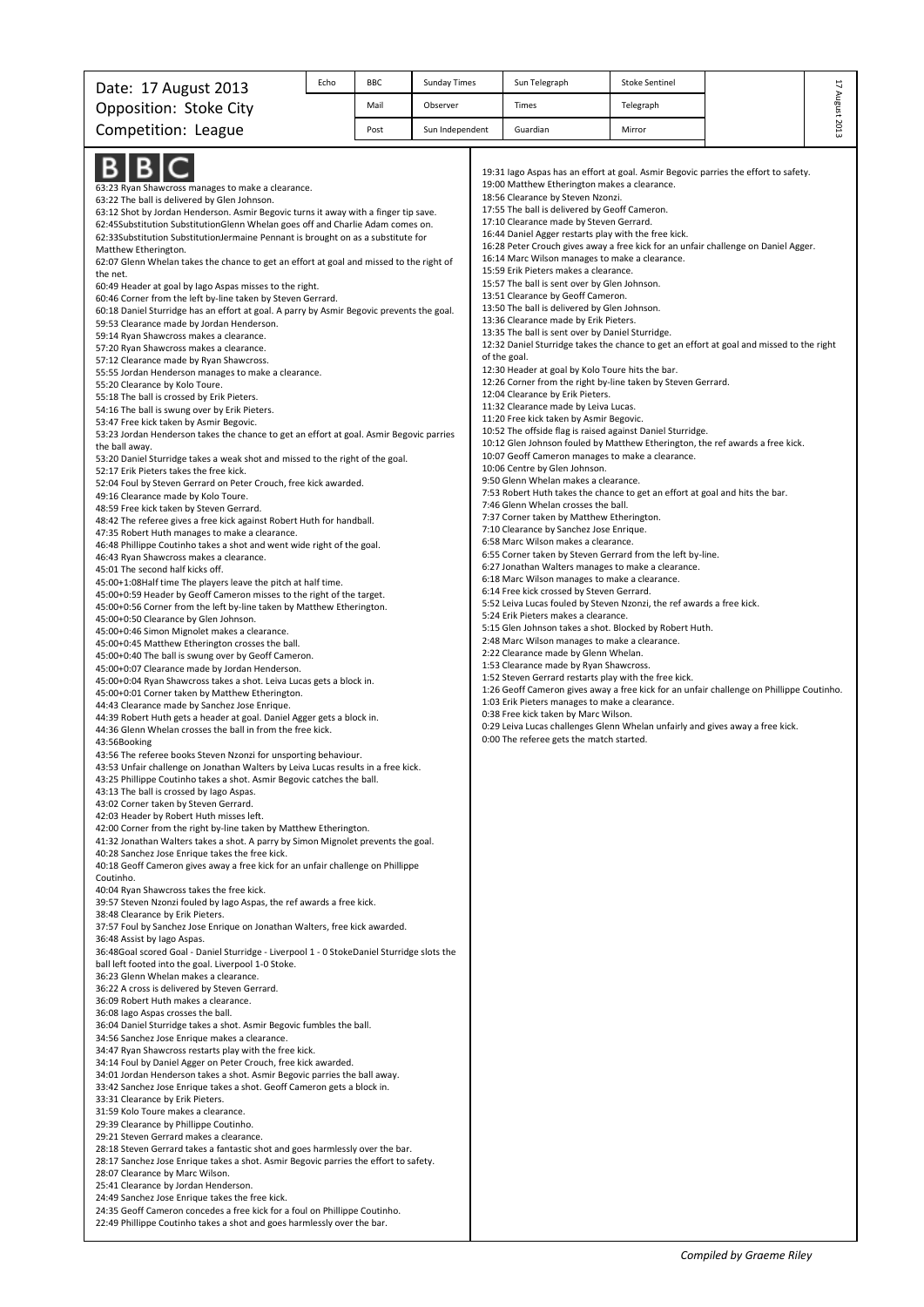| Date: 17 August 2013 | Echo | BBC | Sunday Times | Sun Telegraph | Stoke Sentinel | |
|---|---|---|---|---|---|---|
| Opposition: Stoke City | | Mail | Observer | Times | Telegraph | |
| Competition: League | | Post | Sun Independent | Guardian | Mirror | |

17 August 2013

BBC

63:23 Ryan Shawcross manages to make a clearance.
63:22 The ball is delivered by Glen Johnson.
63:12 Shot by Jordan Henderson. Asmir Begovic turns it away with a finger tip save.
62:45Substitution SubstitutionGlenn Whelan goes off and Charlie Adam comes on.
62:33Substitution SubstitutionJermaine Pennant is brought on as a substitute for Matthew Etherington.
62:07 Glenn Whelan takes the chance to get an effort at goal and missed to the right of the net.
60:49 Header at goal by Iago Aspas misses to the right.
60:46 Corner from the left by-line taken by Steven Gerrard.
60:18 Daniel Sturridge has an effort at goal. A parry by Asmir Begovic prevents the goal.
59:53 Clearance made by Jordan Henderson.
59:14 Ryan Shawcross makes a clearance.
57:20 Ryan Shawcross makes a clearance.
57:12 Clearance made by Ryan Shawcross.
55:55 Jordan Henderson manages to make a clearance.
55:20 Clearance by Kolo Toure.
55:18 The ball is crossed by Erik Pieters.
54:16 The ball is swung over by Erik Pieters.
53:47 Free kick taken by Asmir Begovic.
53:23 Jordan Henderson takes the chance to get an effort at goal. Asmir Begovic parries the ball away.
53:20 Daniel Sturridge takes a weak shot and missed to the right of the goal.
52:17 Erik Pieters takes the free kick.
52:04 Foul by Steven Gerrard on Peter Crouch, free kick awarded.
49:16 Clearance made by Kolo Toure.
48:59 Free kick taken by Steven Gerrard.
48:42 The referee gives a free kick against Robert Huth for handball.
47:35 Robert Huth manages to make a clearance.
46:48 Phillippe Coutinho takes a shot and went wide right of the goal.
46:43 Ryan Shawcross makes a clearance.
45:01 The second half kicks off.
45:00+1:08Half time The players leave the pitch at half time.
45:00+0:59 Header by Geoff Cameron misses to the right of the target.
45:00+0:56 Corner from the left by-line taken by Matthew Etherington.
45:00+0:50 Clearance by Glen Johnson.
45:00+0:46 Simon Mignolet makes a clearance.
45:00+0:45 Matthew Etherington crosses the ball.
45:00+0:40 The ball is swung over by Geoff Cameron.
45:00+0:07 Clearance made by Jordan Henderson.
45:00+0:04 Ryan Shawcross takes a shot. Leiva Lucas gets a block in.
45:00+0:01 Corner taken by Matthew Etherington.
44:43 Clearance made by Sanchez Jose Enrique.
44:39 Robert Huth gets a header at goal. Daniel Agger gets a block in.
44:36 Glenn Whelan crosses the ball in from the free kick.
43:56Booking
43:56 The referee books Steven Nzonzi for unsporting behaviour.
43:53 Unfair challenge on Jonathan Walters by Leiva Lucas results in a free kick.
43:25 Phillippe Coutinho takes a shot. Asmir Begovic catches the ball.
43:13 The ball is crossed by Iago Aspas.
43:02 Corner taken by Steven Gerrard.
42:03 Header by Robert Huth misses left.
42:00 Corner from the right by-line taken by Matthew Etherington.
41:32 Jonathan Walters takes a shot. A parry by Simon Mignolet prevents the goal.
40:28 Sanchez Jose Enrique takes the free kick.
40:18 Geoff Cameron gives away a free kick for an unfair challenge on Phillippe Coutinho.
40:04 Ryan Shawcross takes the free kick.
39:57 Steven Nzonzi fouled by Iago Aspas, the ref awards a free kick.
38:48 Clearance by Erik Pieters.
37:57 Foul by Sanchez Jose Enrique on Jonathan Walters, free kick awarded.
36:48 Assist by Iago Aspas.
36:48Goal scored Goal - Daniel Sturridge - Liverpool 1 - 0 StokeDaniel Sturridge slots the ball left footed into the goal. Liverpool 1-0 Stoke.
36:23 Glenn Whelan makes a clearance.
36:22 A cross is delivered by Steven Gerrard.
36:09 Robert Huth makes a clearance.
36:08 Iago Aspas crosses the ball.
36:04 Daniel Sturridge takes a shot. Asmir Begovic fumbles the ball.
34:56 Sanchez Jose Enrique makes a clearance.
34:47 Ryan Shawcross restarts play with the free kick.
34:14 Foul by Daniel Agger on Peter Crouch, free kick awarded.
34:01 Jordan Henderson takes a shot. Asmir Begovic parries the ball away.
33:42 Sanchez Jose Enrique takes a shot. Geoff Cameron gets a block in.
33:31 Clearance by Erik Pieters.
31:59 Kolo Toure makes a clearance.
29:39 Clearance by Phillippe Coutinho.
29:21 Steven Gerrard makes a clearance.
28:18 Steven Gerrard takes a fantastic shot and goes harmlessly over the bar.
28:17 Sanchez Jose Enrique takes a shot. Asmir Begovic parries the effort to safety.
28:07 Clearance by Marc Wilson.
25:41 Clearance by Jordan Henderson.
24:49 Sanchez Jose Enrique takes the free kick.
24:35 Geoff Cameron concedes a free kick for a foul on Phillippe Coutinho.
22:49 Phillippe Coutinho takes a shot and goes harmlessly over the bar.
19:31 Iago Aspas has an effort at goal. Asmir Begovic parries the effort to safety.
19:00 Matthew Etherington makes a clearance.
18:56 Clearance by Steven Nzonzi.
17:55 The ball is delivered by Geoff Cameron.
17:10 Clearance made by Steven Gerrard.
16:44 Daniel Agger restarts play with the free kick.
16:28 Peter Crouch gives away a free kick for an unfair challenge on Daniel Agger.
16:14 Marc Wilson manages to make a clearance.
15:59 Erik Pieters makes a clearance.
15:57 The ball is sent over by Glen Johnson.
13:51 Clearance by Geoff Cameron.
13:50 The ball is delivered by Glen Johnson.
13:36 Clearance made by Erik Pieters.
13:35 The ball is sent over by Daniel Sturridge.
12:32 Daniel Sturridge takes the chance to get an effort at goal and missed to the right of the goal.
12:30 Header at goal by Kolo Toure hits the bar.
12:26 Corner from the right by-line taken by Steven Gerrard.
12:04 Clearance by Erik Pieters.
11:32 Clearance made by Leiva Lucas.
11:20 Free kick taken by Asmir Begovic.
10:52 The offside flag is raised against Daniel Sturridge.
10:12 Glen Johnson fouled by Matthew Etherington, the ref awards a free kick.
10:07 Geoff Cameron manages to make a clearance.
10:06 Centre by Glen Johnson.
9:50 Glenn Whelan makes a clearance.
7:53 Robert Huth takes the chance to get an effort at goal and hits the bar.
7:46 Glenn Whelan crosses the ball.
7:37 Corner taken by Matthew Etherington.
7:10 Clearance by Sanchez Jose Enrique.
6:58 Marc Wilson makes a clearance.
6:55 Corner taken by Steven Gerrard from the left by-line.
6:27 Jonathan Walters manages to make a clearance.
6:18 Marc Wilson manages to make a clearance.
6:14 Free kick crossed by Steven Gerrard.
5:52 Leiva Lucas fouled by Steven Nzonzi, the ref awards a free kick.
5:24 Erik Pieters makes a clearance.
5:15 Glen Johnson takes a shot. Blocked by Robert Huth.
2:48 Marc Wilson manages to make a clearance.
2:22 Clearance made by Glenn Whelan.
1:53 Clearance made by Ryan Shawcross.
1:52 Steven Gerrard restarts play with the free kick.
1:26 Geoff Cameron gives away a free kick for an unfair challenge on Phillippe Coutinho.
1:03 Erik Pieters manages to make a clearance.
0:38 Free kick taken by Marc Wilson.
0:29 Leiva Lucas challenges Glenn Whelan unfairly and gives away a free kick.
0:00 The referee gets the match started.

*Compiled by Graeme Riley*